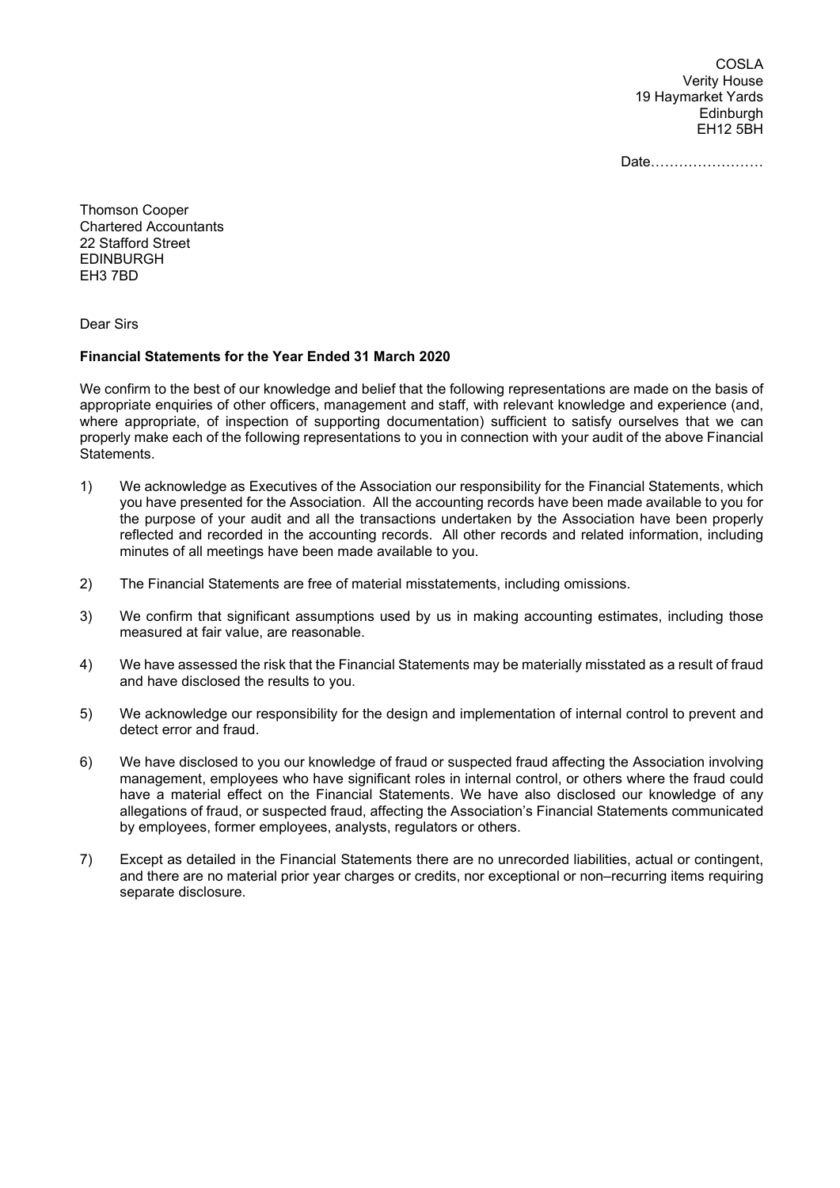COSLA
Verity House
19 Haymarket Yards
Edinburgh
EH12 5BH

Date……………………

Thomson Cooper
Chartered Accountants
22 Stafford Street
EDINBURGH
EH3 7BD

Dear Sirs

**Financial Statements for the Year Ended 31 March 2020**

We confirm to the best of our knowledge and belief that the following representations are made on the basis of appropriate enquiries of other officers, management and staff, with relevant knowledge and experience (and, where appropriate, of inspection of supporting documentation) sufficient to satisfy ourselves that we can properly make each of the following representations to you in connection with your audit of the above Financial Statements.

1) We acknowledge as Executives of the Association our responsibility for the Financial Statements, which you have presented for the Association. All the accounting records have been made available to you for the purpose of your audit and all the transactions undertaken by the Association have been properly reflected and recorded in the accounting records. All other records and related information, including minutes of all meetings have been made available to you.

2) The Financial Statements are free of material misstatements, including omissions.

3) We confirm that significant assumptions used by us in making accounting estimates, including those measured at fair value, are reasonable.

4) We have assessed the risk that the Financial Statements may be materially misstated as a result of fraud and have disclosed the results to you.

5) We acknowledge our responsibility for the design and implementation of internal control to prevent and detect error and fraud.

6) We have disclosed to you our knowledge of fraud or suspected fraud affecting the Association involving management, employees who have significant roles in internal control, or others where the fraud could have a material effect on the Financial Statements. We have also disclosed our knowledge of any allegations of fraud, or suspected fraud, affecting the Association's Financial Statements communicated by employees, former employees, analysts, regulators or others.

7) Except as detailed in the Financial Statements there are no unrecorded liabilities, actual or contingent, and there are no material prior year charges or credits, nor exceptional or non–recurring items requiring separate disclosure.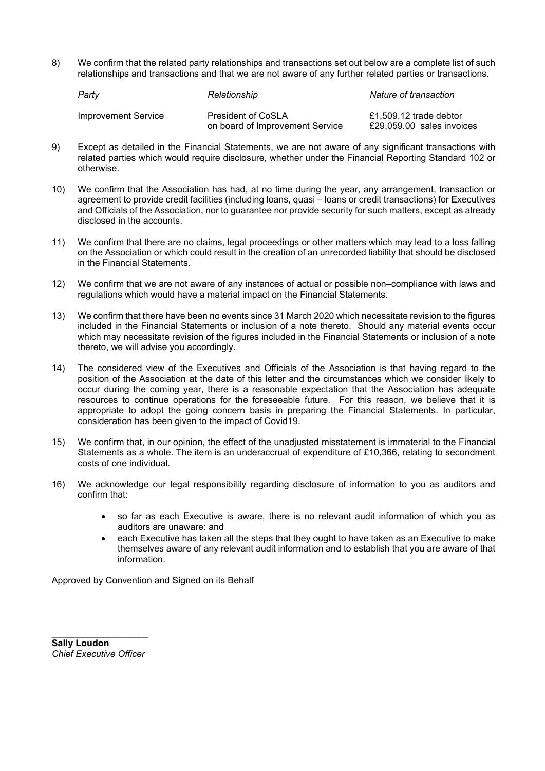8) We confirm that the related party relationships and transactions set out below are a complete list of such relationships and transactions and that we are not aware of any further related parties or transactions.

| *Party* | *Relationship* | *Nature of transaction* |
|---|---|---|
| Improvement Service | President of CoSLA on board of Improvement Service | £1,509.12 trade debtor £29,059.00 sales invoices |

9) Except as detailed in the Financial Statements, we are not aware of any significant transactions with related parties which would require disclosure, whether under the Financial Reporting Standard 102 or otherwise.

10) We confirm that the Association has had, at no time during the year, any arrangement, transaction or agreement to provide credit facilities (including loans, quasi – loans or credit transactions) for Executives and Officials of the Association, nor to guarantee nor provide security for such matters, except as already disclosed in the accounts.

11) We confirm that there are no claims, legal proceedings or other matters which may lead to a loss falling on the Association or which could result in the creation of an unrecorded liability that should be disclosed in the Financial Statements.

12) We confirm that we are not aware of any instances of actual or possible non–compliance with laws and regulations which would have a material impact on the Financial Statements.

13) We confirm that there have been no events since 31 March 2020 which necessitate revision to the figures included in the Financial Statements or inclusion of a note thereto. Should any material events occur which may necessitate revision of the figures included in the Financial Statements or inclusion of a note thereto, we will advise you accordingly.

14) The considered view of the Executives and Officials of the Association is that having regard to the position of the Association at the date of this letter and the circumstances which we consider likely to occur during the coming year, there is a reasonable expectation that the Association has adequate resources to continue operations for the foreseeable future. For this reason, we believe that it is appropriate to adopt the going concern basis in preparing the Financial Statements. In particular, consideration has been given to the impact of Covid19.

15) We confirm that, in our opinion, the effect of the unadjusted misstatement is immaterial to the Financial Statements as a whole. The item is an underaccrual of expenditure of £10,366, relating to secondment costs of one individual.

16) We acknowledge our legal responsibility regarding disclosure of information to you as auditors and confirm that:

- so far as each Executive is aware, there is no relevant audit information of which you as auditors are unaware: and
- each Executive has taken all the steps that they ought to have taken as an Executive to make themselves aware of any relevant audit information and to establish that you are aware of that information.

Approved by Convention and Signed on its Behalf

\_\_\_\_\_\_\_\_\_\_\_\_\_\_\_\_\_\_\_\_

**Sally Loudon**
*Chief Executive Officer*